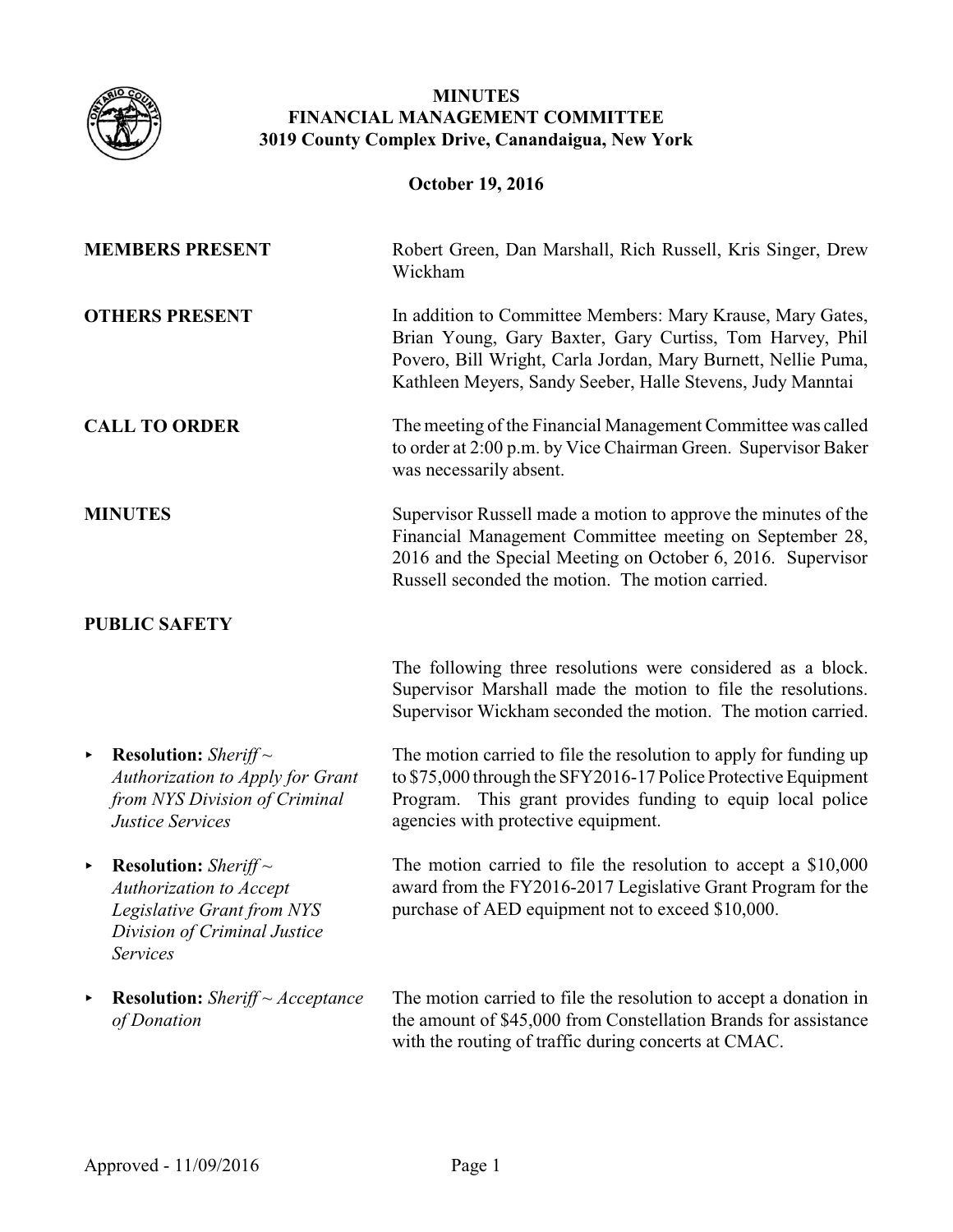# MINUTES
## FINANCIAL MANAGEMENT COMMITTEE
### 3019 County Complex Drive, Canandaigua, New York

**October 19, 2016**

**MEMBERS PRESENT**

Robert Green, Dan Marshall, Rich Russell, Kris Singer, Drew Wickham

**OTHERS PRESENT**

In addition to Committee Members: Mary Krause, Mary Gates, Brian Young, Gary Baxter, Gary Curtiss, Tom Harvey, Phil Povero, Bill Wright, Carla Jordan, Mary Burnett, Nellie Puma, Kathleen Meyers, Sandy Seeber, Halle Stevens, Judy Manntai

**CALL TO ORDER**

The meeting of the Financial Management Committee was called to order at 2:00 p.m. by Vice Chairman Green. Supervisor Baker was necessarily absent.

**MINUTES**

Supervisor Russell made a motion to approve the minutes of the Financial Management Committee meeting on September 28, 2016 and the Special Meeting on October 6, 2016. Supervisor Russell seconded the motion. The motion carried.

**PUBLIC SAFETY**

The following three resolutions were considered as a block. Supervisor Marshall made the motion to file the resolutions. Supervisor Wickham seconded the motion. The motion carried.

- **Resolution:** *Sheriff ~ Authorization to Apply for Grant from NYS Division of Criminal Justice Services*

  The motion carried to file the resolution to apply for funding up to $75,000 through the SFY2016-17 Police Protective Equipment Program. This grant provides funding to equip local police agencies with protective equipment.

- **Resolution:** *Sheriff ~ Authorization to Accept Legislative Grant from NYS Division of Criminal Justice Services*

  The motion carried to file the resolution to accept a $10,000 award from the FY2016-2017 Legislative Grant Program for the purchase of AED equipment not to exceed $10,000.

- **Resolution:** *Sheriff ~ Acceptance of Donation*

  The motion carried to file the resolution to accept a donation in the amount of $45,000 from Constellation Brands for assistance with the routing of traffic during concerts at CMAC.

Approved - 11/09/2016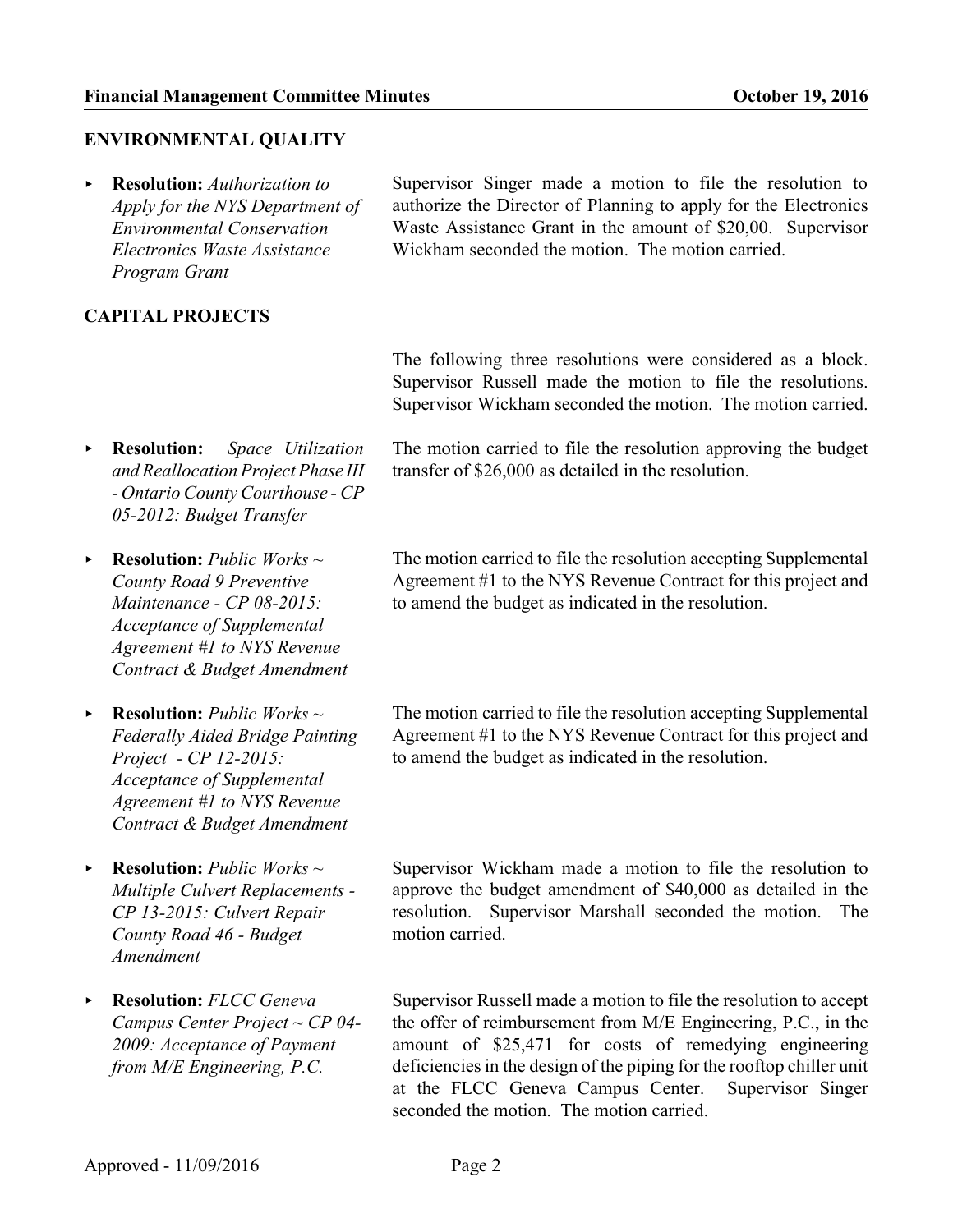## ENVIRONMENTAL QUALITY

- **Resolution:** *Authorization to Apply for the NYS Department of Environmental Conservation Electronics Waste Assistance Program Grant*

  Supervisor Singer made a motion to file the resolution to authorize the Director of Planning to apply for the Electronics Waste Assistance Grant in the amount of $20,00. Supervisor Wickham seconded the motion. The motion carried.

## CAPITAL PROJECTS

The following three resolutions were considered as a block. Supervisor Russell made the motion to file the resolutions. Supervisor Wickham seconded the motion. The motion carried.

- **Resolution:** *Space Utilization and Reallocation Project Phase III - Ontario County Courthouse - CP 05-2012: Budget Transfer*

  The motion carried to file the resolution approving the budget transfer of $26,000 as detailed in the resolution.

- **Resolution:** *Public Works ~ County Road 9 Preventive Maintenance - CP 08-2015: Acceptance of Supplemental Agreement #1 to NYS Revenue Contract & Budget Amendment*

  The motion carried to file the resolution accepting Supplemental Agreement #1 to the NYS Revenue Contract for this project and to amend the budget as indicated in the resolution.

- **Resolution:** *Public Works ~ Federally Aided Bridge Painting Project - CP 12-2015: Acceptance of Supplemental Agreement #1 to NYS Revenue Contract & Budget Amendment*

  The motion carried to file the resolution accepting Supplemental Agreement #1 to the NYS Revenue Contract for this project and to amend the budget as indicated in the resolution.

- **Resolution:** *Public Works ~ Multiple Culvert Replacements - CP 13-2015: Culvert Repair County Road 46 - Budget Amendment*

  Supervisor Wickham made a motion to file the resolution to approve the budget amendment of $40,000 as detailed in the resolution. Supervisor Marshall seconded the motion. The motion carried.

- **Resolution:** *FLCC Geneva Campus Center Project ~ CP 04-2009: Acceptance of Payment from M/E Engineering, P.C.*

  Supervisor Russell made a motion to file the resolution to accept the offer of reimbursement from M/E Engineering, P.C., in the amount of $25,471 for costs of remedying engineering deficiencies in the design of the piping for the rooftop chiller unit at the FLCC Geneva Campus Center. Supervisor Singer seconded the motion. The motion carried.

Approved - 11/09/2016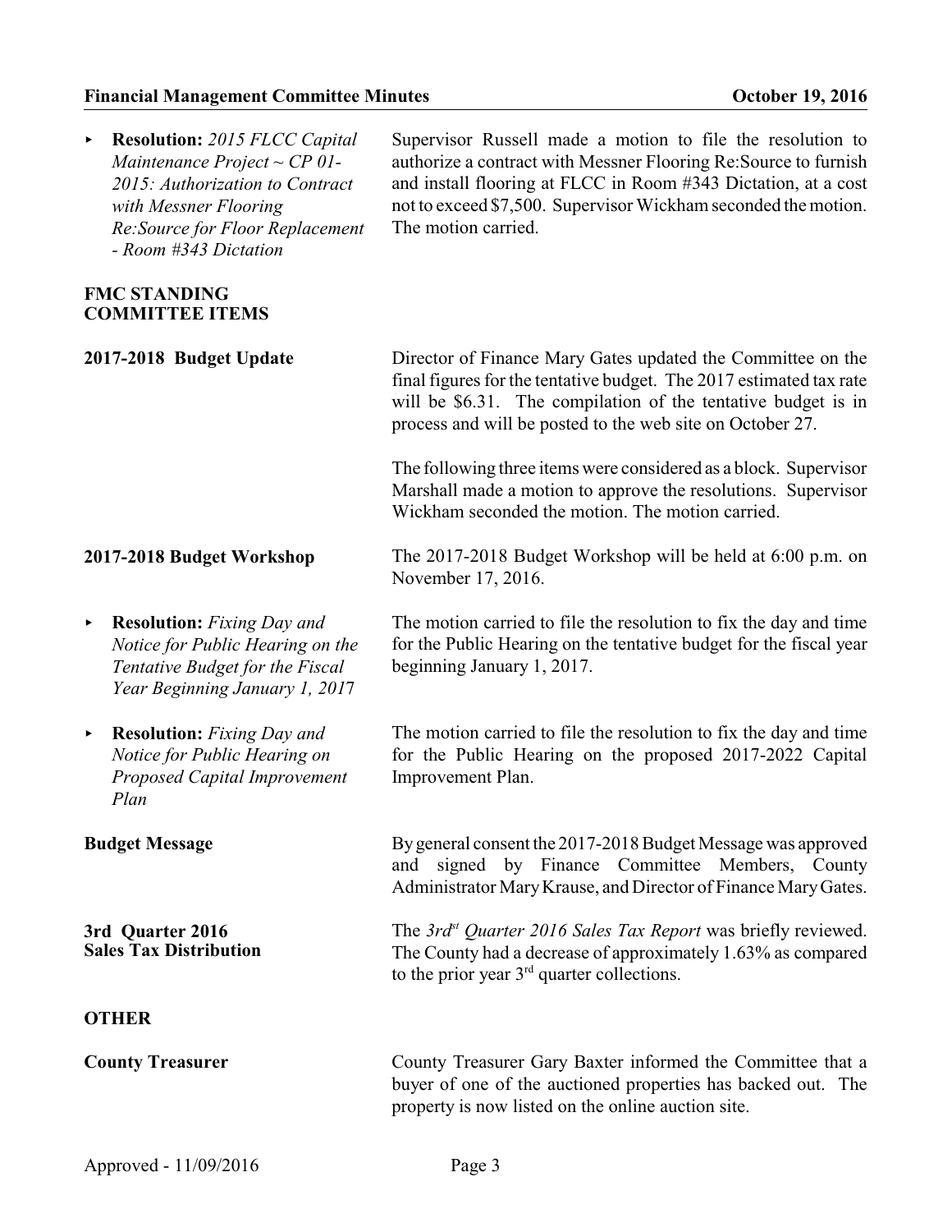- **Resolution:** *2015 FLCC Capital Maintenance Project ~ CP 01-2015: Authorization to Contract with Messner Flooring Re:Source for Floor Replacement - Room #343 Dictation*

  Supervisor Russell made a motion to file the resolution to authorize a contract with Messner Flooring Re:Source to furnish and install flooring at FLCC in Room #343 Dictation, at a cost not to exceed $7,500. Supervisor Wickham seconded the motion. The motion carried.

**FMC STANDING COMMITTEE ITEMS**

**2017-2018 Budget Update**

Director of Finance Mary Gates updated the Committee on the final figures for the tentative budget. The 2017 estimated tax rate will be $6.31. The compilation of the tentative budget is in process and will be posted to the web site on October 27.

The following three items were considered as a block. Supervisor Marshall made a motion to approve the resolutions. Supervisor Wickham seconded the motion. The motion carried.

**2017-2018 Budget Workshop**

The 2017-2018 Budget Workshop will be held at 6:00 p.m. on November 17, 2016.

- **Resolution:** *Fixing Day and Notice for Public Hearing on the Tentative Budget for the Fiscal Year Beginning January 1, 2017*

  The motion carried to file the resolution to fix the day and time for the Public Hearing on the tentative budget for the fiscal year beginning January 1, 2017.

- **Resolution:** *Fixing Day and Notice for Public Hearing on Proposed Capital Improvement Plan*

  The motion carried to file the resolution to fix the day and time for the Public Hearing on the proposed 2017-2022 Capital Improvement Plan.

**Budget Message**

By general consent the 2017-2018 Budget Message was approved and signed by Finance Committee Members, County Administrator Mary Krause, and Director of Finance Mary Gates.

**3rd Quarter 2016 Sales Tax Distribution**

The *3rd[st] Quarter 2016 Sales Tax Report* was briefly reviewed. The County had a decrease of approximately 1.63% as compared to the prior year 3[rd] quarter collections.

**OTHER**

**County Treasurer**

County Treasurer Gary Baxter informed the Committee that a buyer of one of the auctioned properties has backed out. The property is now listed on the online auction site.

Approved - 11/09/2016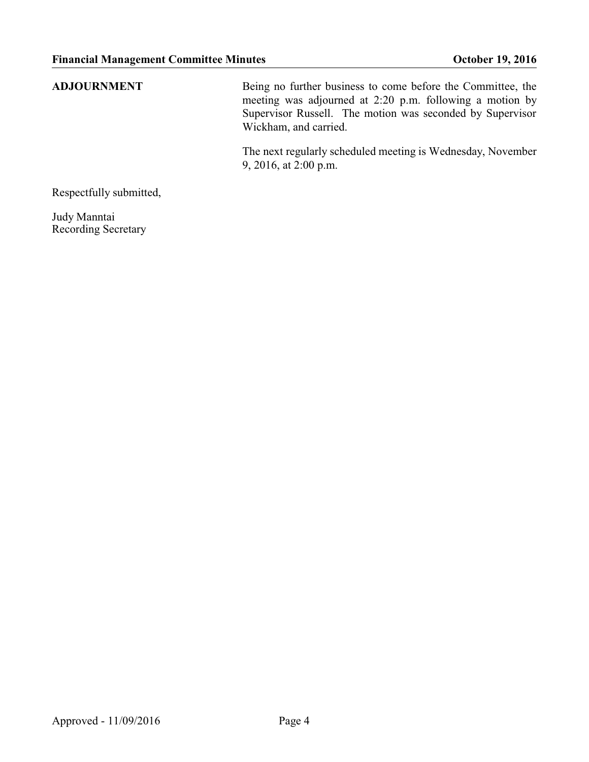**ADJOURNMENT**

Being no further business to come before the Committee, the meeting was adjourned at 2:20 p.m. following a motion by Supervisor Russell. The motion was seconded by Supervisor Wickham, and carried.

The next regularly scheduled meeting is Wednesday, November 9, 2016, at 2:00 p.m.

Respectfully submitted,

Judy Manntai
Recording Secretary

Approved - 11/09/2016